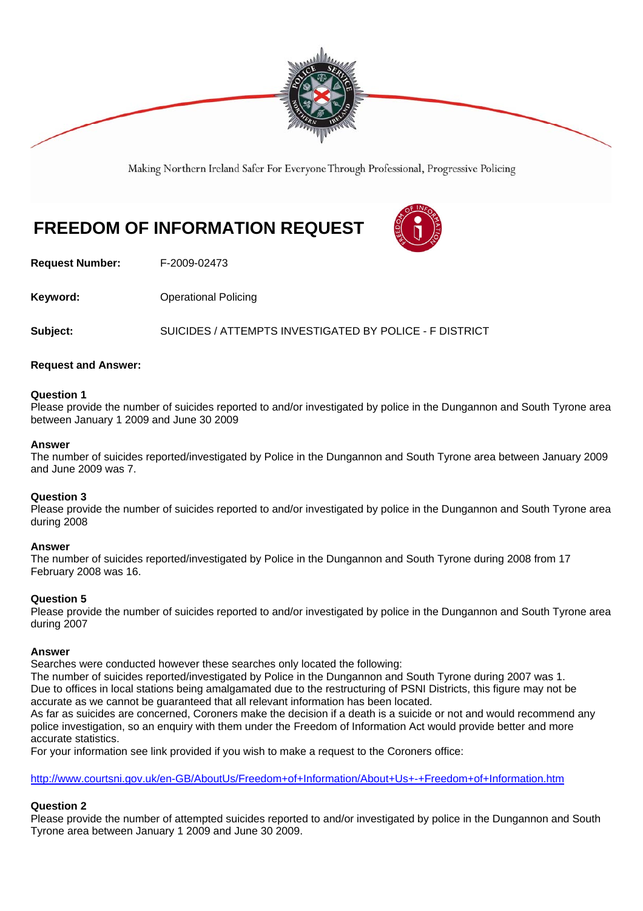Making Northern Ireland Safer For Everyone Through Professional, Progressive Policing

# FREEDOM OF INFORMATION REQUEST

**Request Number:** F-2009-02473

**Keyword:** Operational Policing

**Subject:** SUICIDES / ATTEMPTS INVESTIGATED BY POLICE - F DISTRICT

**Request and Answer:**

**Question 1**
Please provide the number of suicides reported to and/or investigated by police in the Dungannon and South Tyrone area between January 1 2009 and June 30 2009

**Answer**
The number of suicides reported/investigated by Police in the Dungannon and South Tyrone area between January 2009 and June 2009 was 7.

**Question 3**
Please provide the number of suicides reported to and/or investigated by police in the Dungannon and South Tyrone area during 2008

**Answer**
The number of suicides reported/investigated by Police in the Dungannon and South Tyrone during 2008 from 17 February 2008 was 16.

**Question 5**
Please provide the number of suicides reported to and/or investigated by police in the Dungannon and South Tyrone area during 2007

**Answer**
Searches were conducted however these searches only located the following:
The number of suicides reported/investigated by Police in the Dungannon and South Tyrone during 2007 was 1.
Due to offices in local stations being amalgamated due to the restructuring of PSNI Districts, this figure may not be accurate as we cannot be guaranteed that all relevant information has been located.
As far as suicides are concerned, Coroners make the decision if a death is a suicide or not and would recommend any police investigation, so an enquiry with them under the Freedom of Information Act would provide better and more accurate statistics.
For your information see link provided if you wish to make a request to the Coroners office:

http://www.courtsni.gov.uk/en-GB/AboutUs/Freedom+of+Information/About+Us+-+Freedom+of+Information.htm

**Question 2**
Please provide the number of attempted suicides reported to and/or investigated by police in the Dungannon and South Tyrone area between January 1 2009 and June 30 2009.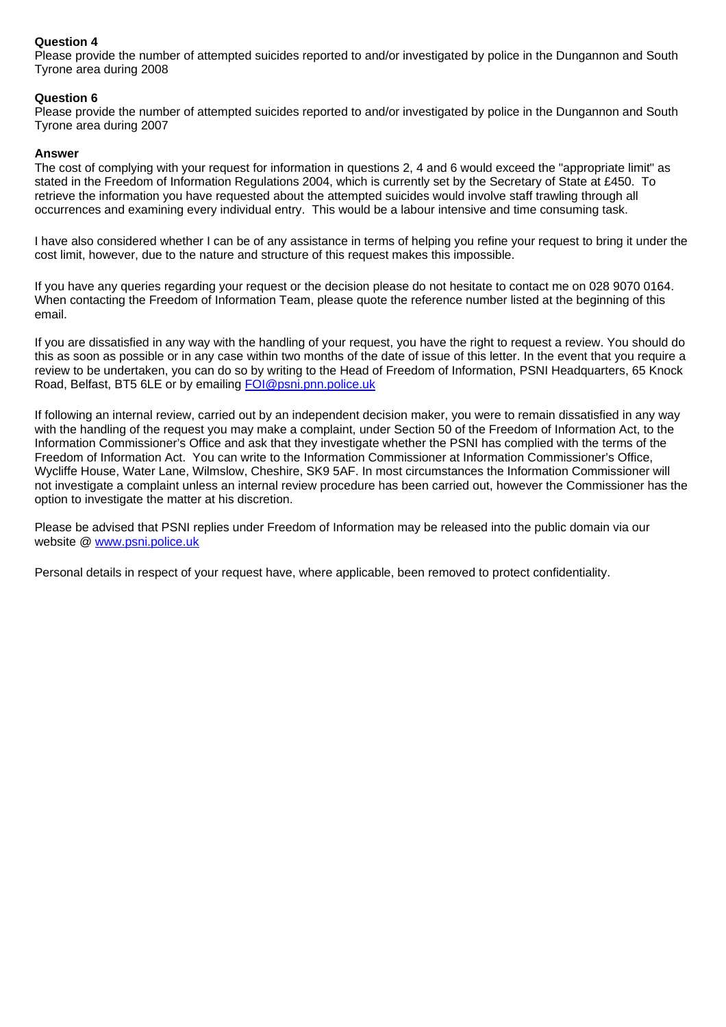**Question 4**
Please provide the number of attempted suicides reported to and/or investigated by police in the Dungannon and South Tyrone area during 2008

**Question 6**
Please provide the number of attempted suicides reported to and/or investigated by police in the Dungannon and South Tyrone area during 2007

**Answer**
The cost of complying with your request for information in questions 2, 4 and 6 would exceed the "appropriate limit" as stated in the Freedom of Information Regulations 2004, which is currently set by the Secretary of State at £450. To retrieve the information you have requested about the attempted suicides would involve staff trawling through all occurrences and examining every individual entry. This would be a labour intensive and time consuming task.

I have also considered whether I can be of any assistance in terms of helping you refine your request to bring it under the cost limit, however, due to the nature and structure of this request makes this impossible.

If you have any queries regarding your request or the decision please do not hesitate to contact me on 028 9070 0164. When contacting the Freedom of Information Team, please quote the reference number listed at the beginning of this email.

If you are dissatisfied in any way with the handling of your request, you have the right to request a review. You should do this as soon as possible or in any case within two months of the date of issue of this letter. In the event that you require a review to be undertaken, you can do so by writing to the Head of Freedom of Information, PSNI Headquarters, 65 Knock Road, Belfast, BT5 6LE or by emailing FOI@psni.pnn.police.uk

If following an internal review, carried out by an independent decision maker, you were to remain dissatisfied in any way with the handling of the request you may make a complaint, under Section 50 of the Freedom of Information Act, to the Information Commissioner's Office and ask that they investigate whether the PSNI has complied with the terms of the Freedom of Information Act. You can write to the Information Commissioner at Information Commissioner's Office, Wycliffe House, Water Lane, Wilmslow, Cheshire, SK9 5AF. In most circumstances the Information Commissioner will not investigate a complaint unless an internal review procedure has been carried out, however the Commissioner has the option to investigate the matter at his discretion.

Please be advised that PSNI replies under Freedom of Information may be released into the public domain via our website @ www.psni.police.uk

Personal details in respect of your request have, where applicable, been removed to protect confidentiality.